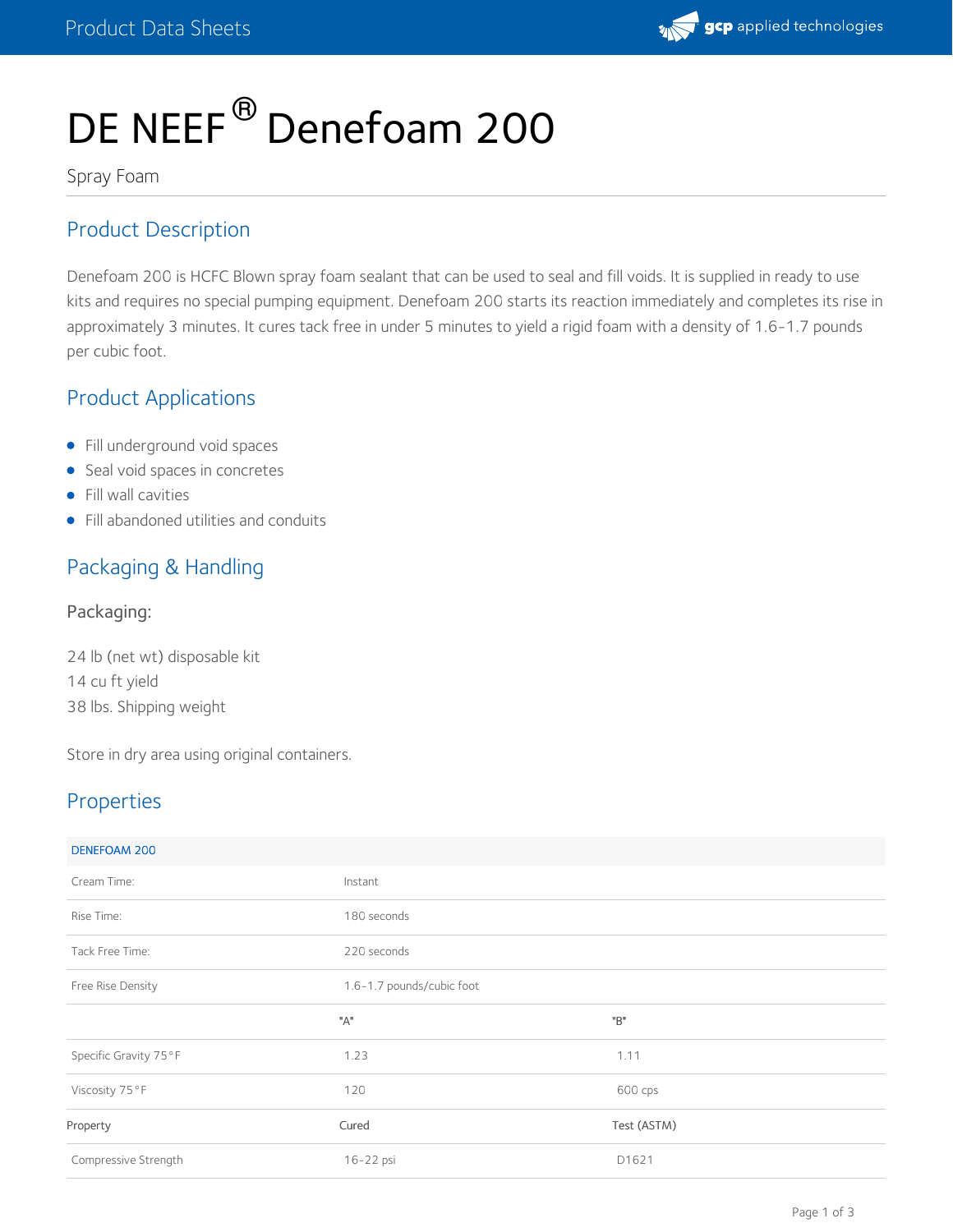# DE NEEF® Denefoam 200

Spray Foam

## Product Description

Denefoam 200 is HCFC Blown spray foam sealant that can be used to seal and fill voids. It is supplied in ready to use kits and requires no special pumping equipment. Denefoam 200 starts its reaction immediately and completes its rise in approximately 3 minutes. It cures tack free in under 5 minutes to yield a rigid foam with a density of 1.6-1.7 pounds per cubic foot.

## Product Applications

- Fill underground void spaces
- Seal void spaces in concretes
- Fill wall cavities
- Fill abandoned utilities and conduits

## Packaging & Handling

### Packaging:

24 lb (net wt) disposable kit
14 cu ft yield
38 lbs. Shipping weight

Store in dry area using original containers.

## Properties

| DENEFOAM 200 | | |
|---|---|---|
| Cream Time: | Instant | |
| Rise Time: | 180 seconds | |
| Tack Free Time: | 220 seconds | |
| Free Rise Density | 1.6-1.7 pounds/cubic foot | |
| | "A" | "B" |
| Specific Gravity 75°F | 1.23 | 1.11 |
| Viscosity 75°F | 120 | 600 cps |
| Property | Cured | Test (ASTM) |
| Compressive Strength | 16-22 psi | D1621 |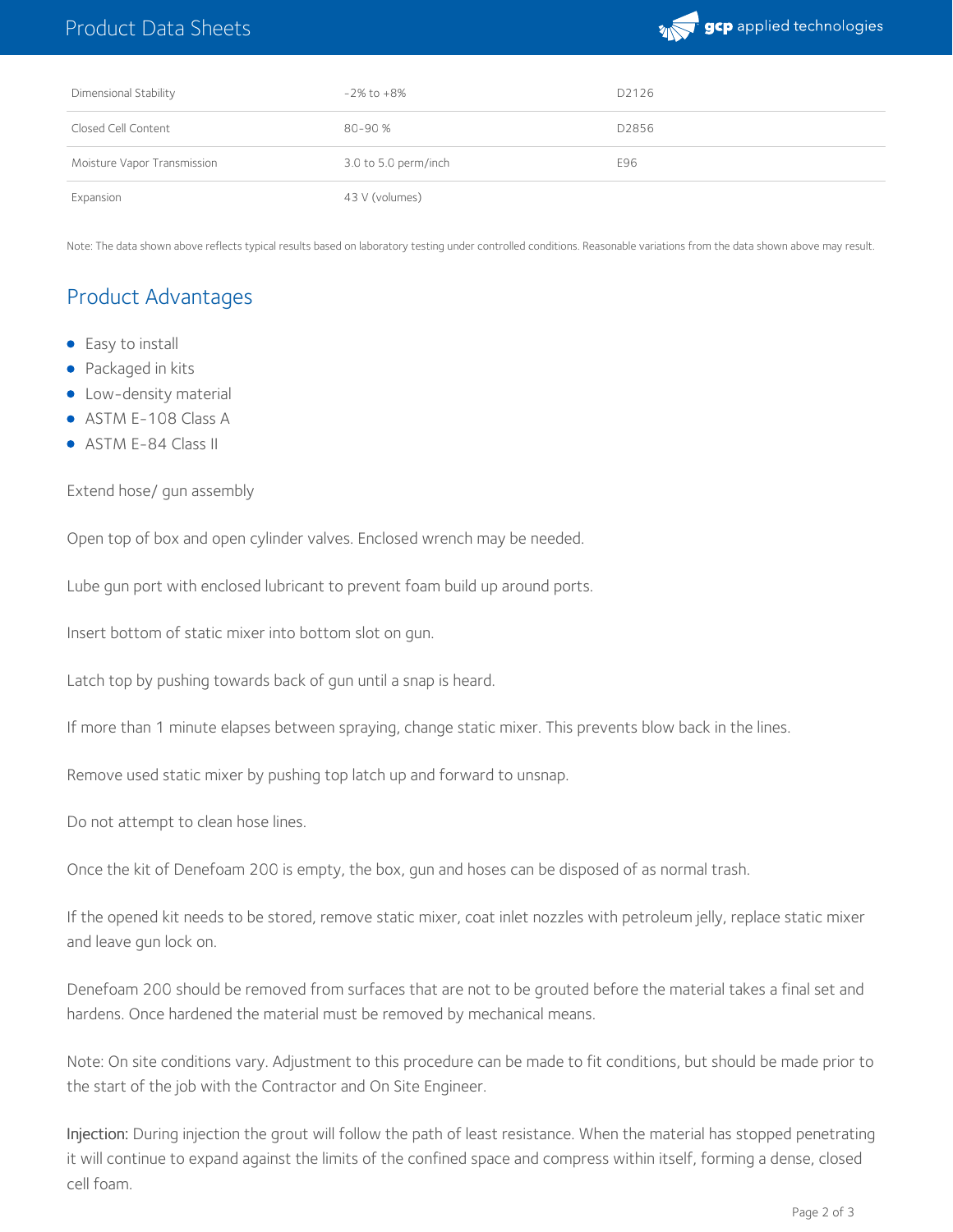| | | |
|---|---|---|
| Dimensional Stability | -2% to +8% | D2126 |
| Closed Cell Content | 80-90 % | D2856 |
| Moisture Vapor Transmission | 3.0 to 5.0 perm/inch | E96 |
| Expansion | 43 V (volumes) | |

Note: The data shown above reflects typical results based on laboratory testing under controlled conditions. Reasonable variations from the data shown above may result.

## Product Advantages

- Easy to install
- Packaged in kits
- Low-density material
- ASTM E-108 Class A
- ASTM E-84 Class II

Extend hose/ gun assembly

Open top of box and open cylinder valves. Enclosed wrench may be needed.

Lube gun port with enclosed lubricant to prevent foam build up around ports.

Insert bottom of static mixer into bottom slot on gun.

Latch top by pushing towards back of gun until a snap is heard.

If more than 1 minute elapses between spraying, change static mixer. This prevents blow back in the lines.

Remove used static mixer by pushing top latch up and forward to unsnap.

Do not attempt to clean hose lines.

Once the kit of Denefoam 200 is empty, the box, gun and hoses can be disposed of as normal trash.

If the opened kit needs to be stored, remove static mixer, coat inlet nozzles with petroleum jelly, replace static mixer and leave gun lock on.

Denefoam 200 should be removed from surfaces that are not to be grouted before the material takes a final set and hardens. Once hardened the material must be removed by mechanical means.

Note: On site conditions vary. Adjustment to this procedure can be made to fit conditions, but should be made prior to the start of the job with the Contractor and On Site Engineer.

**Injection:** During injection the grout will follow the path of least resistance. When the material has stopped penetrating it will continue to expand against the limits of the confined space and compress within itself, forming a dense, closed cell foam.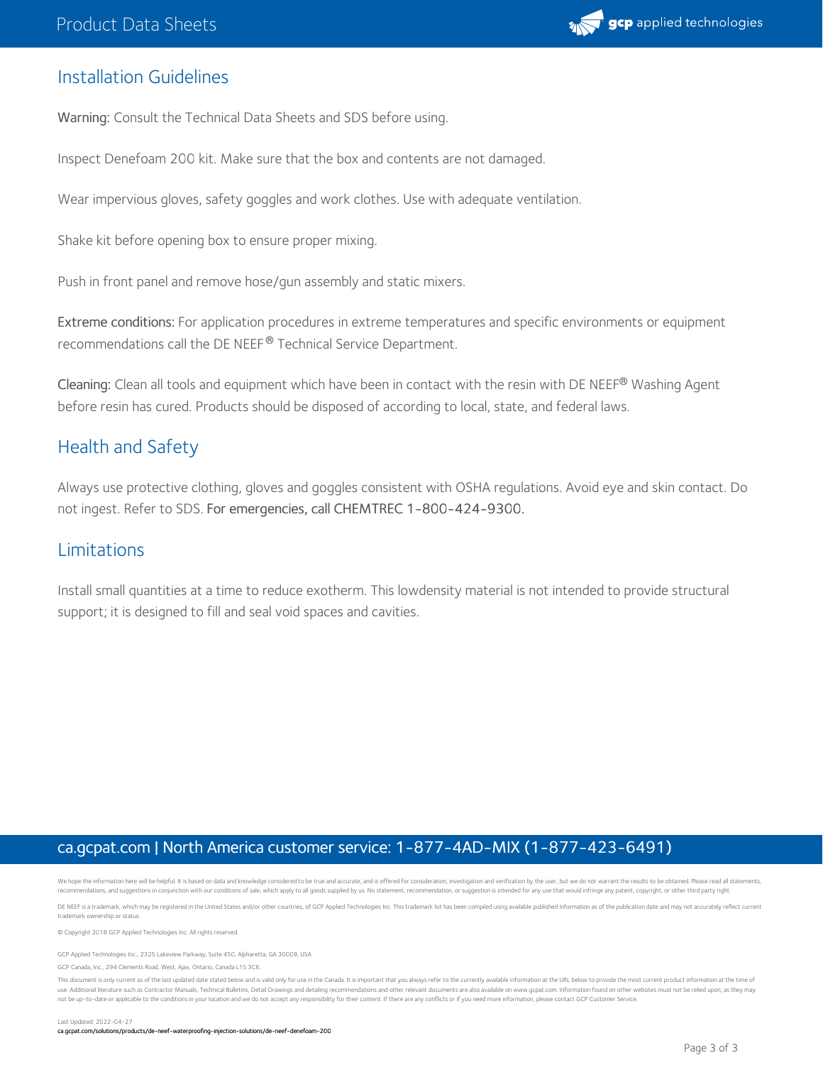## Installation Guidelines

**Warning:** Consult the Technical Data Sheets and SDS before using.

Inspect Denefoam 200 kit. Make sure that the box and contents are not damaged.

Wear impervious gloves, safety goggles and work clothes. Use with adequate ventilation.

Shake kit before opening box to ensure proper mixing.

Push in front panel and remove hose/gun assembly and static mixers.

**Extreme conditions:** For application procedures in extreme temperatures and specific environments or equipment recommendations call the DE NEEF® Technical Service Department.

**Cleaning:** Clean all tools and equipment which have been in contact with the resin with DE NEEF® Washing Agent before resin has cured. Products should be disposed of according to local, state, and federal laws.

## Health and Safety

Always use protective clothing, gloves and goggles consistent with OSHA regulations. Avoid eye and skin contact. Do not ingest. Refer to SDS. **For emergencies, call CHEMTREC 1-800-424-9300.**

## Limitations

Install small quantities at a time to reduce exotherm. This lowdensity material is not intended to provide structural support; it is designed to fill and seal void spaces and cavities.

ca.gcpat.com | North America customer service: 1-877-4AD-MIX (1-877-423-6491)

We hope the information here will be helpful. It is based on data and knowledge considered to be true and accurate, and is offered for consideration, investigation and verification by the user, but we do not warrant the results to be obtained. Please read all statements, recommendations, and suggestions in conjunction with our conditions of sale, which apply to all goods supplied by us. No statement, recommendation, or suggestion is intended for any use that would infringe any patent, copyright, or other third party right.

DE NEEF is a trademark, which may be registered in the United States and/or other countries, of GCP Applied Technologies Inc. This trademark list has been compiled using available published information as of the publication date and may not accurately reflect current trademark ownership or status.

© Copyright 2018 GCP Applied Technologies Inc. All rights reserved.

GCP Applied Technologies Inc., 2325 Lakeview Parkway, Suite 450, Alpharetta, GA 30009, USA

GCP Canada, Inc., 294 Clements Road, West, Ajax, Ontario, Canada L1S 3C6.

This document is only current as of the last updated date stated below and is valid only for use in the Canada. It is important that you always refer to the currently available information at the URL below to provide the most current product information at the time of use. Additional literature such as Contractor Manuals, Technical Bulletins, Detail Drawings and detailing recommendations and other relevant documents are also available on www.gcpat.com. Information found on other websites must not be relied upon, as they may not be up-to-date or applicable to the conditions in your location and we do not accept any responsibility for their content. If there are any conflicts or if you need more information, please contact GCP Customer Service.

Last Updated: 2022-04-27

ca.gcpat.com/solutions/products/de-neef-waterproofing-injection-solutions/de-neef-denefoam-200